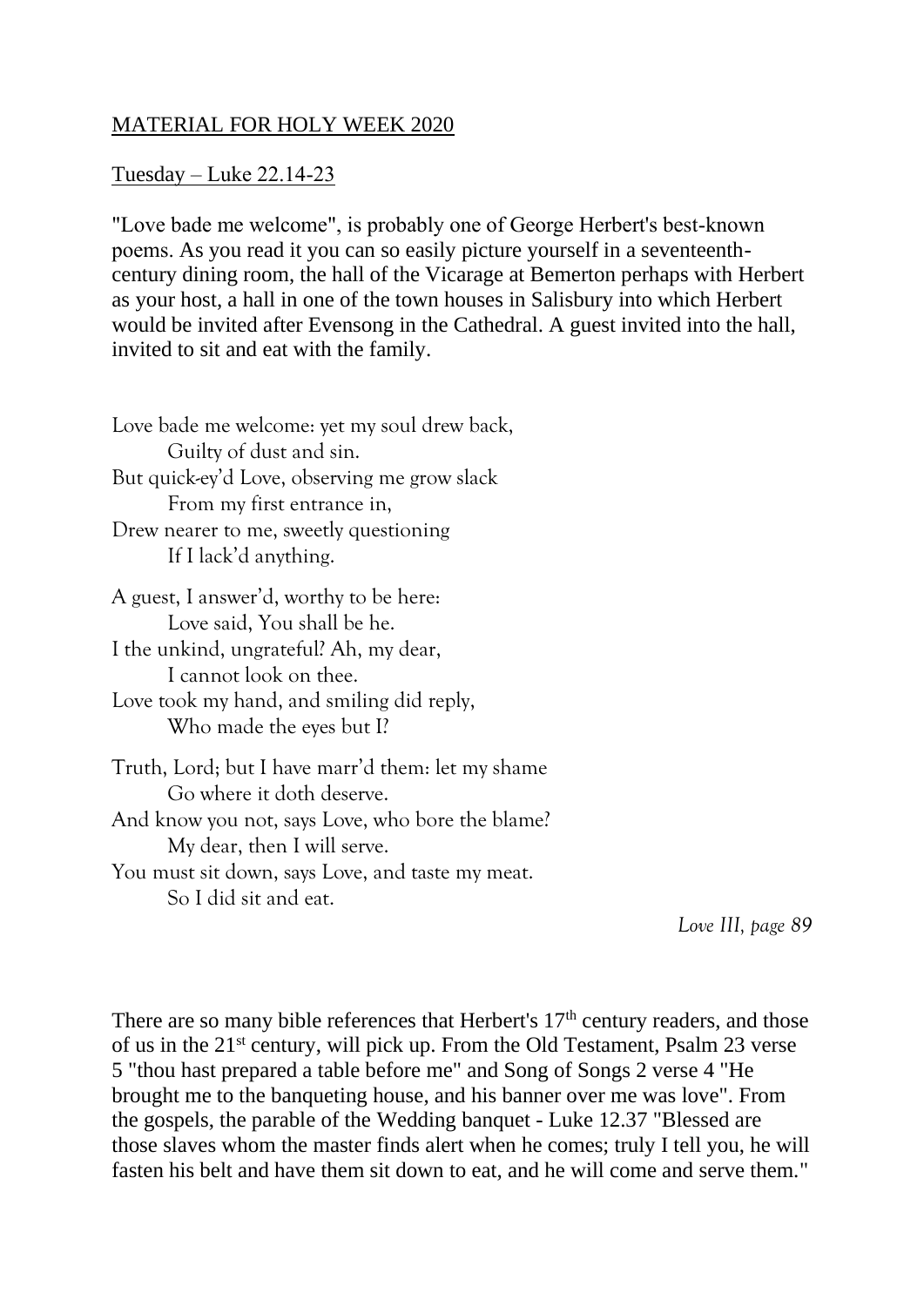MATERIAL FOR HOLY WEEK 2020

Tuesday – Luke 22.14-23

"Love bade me welcome", is probably one of George Herbert's best-known poems. As you read it you can so easily picture yourself in a seventeenth-century dining room, the hall of the Vicarage at Bemerton perhaps with Herbert as your host, a hall in one of the town houses in Salisbury into which Herbert would be invited after Evensong in the Cathedral. A guest invited into the hall, invited to sit and eat with the family.

Love bade me welcome: yet my soul drew back,  
        Guilty of dust and sin.  
But quick-ey'd Love, observing me grow slack  
        From my first entrance in,  
Drew nearer to me, sweetly questioning  
        If I lack'd anything.

A guest, I answer'd, worthy to be here:  
        Love said, You shall be he.  
I the unkind, ungrateful? Ah, my dear,  
        I cannot look on thee.  
Love took my hand, and smiling did reply,  
        Who made the eyes but I?

Truth, Lord; but I have marr'd them: let my shame  
        Go where it doth deserve.  
And know you not, says Love, who bore the blame?  
        My dear, then I will serve.  
You must sit down, says Love, and taste my meat.  
        So I did sit and eat.

*Love III, page 89*

There are so many bible references that Herbert's 17th century readers, and those of us in the 21st century, will pick up. From the Old Testament, Psalm 23 verse 5 "thou hast prepared a table before me" and Song of Songs 2 verse 4 "He brought me to the banqueting house, and his banner over me was love". From the gospels, the parable of the Wedding banquet - Luke 12.37 "Blessed are those slaves whom the master finds alert when he comes; truly I tell you, he will fasten his belt and have them sit down to eat, and he will come and serve them."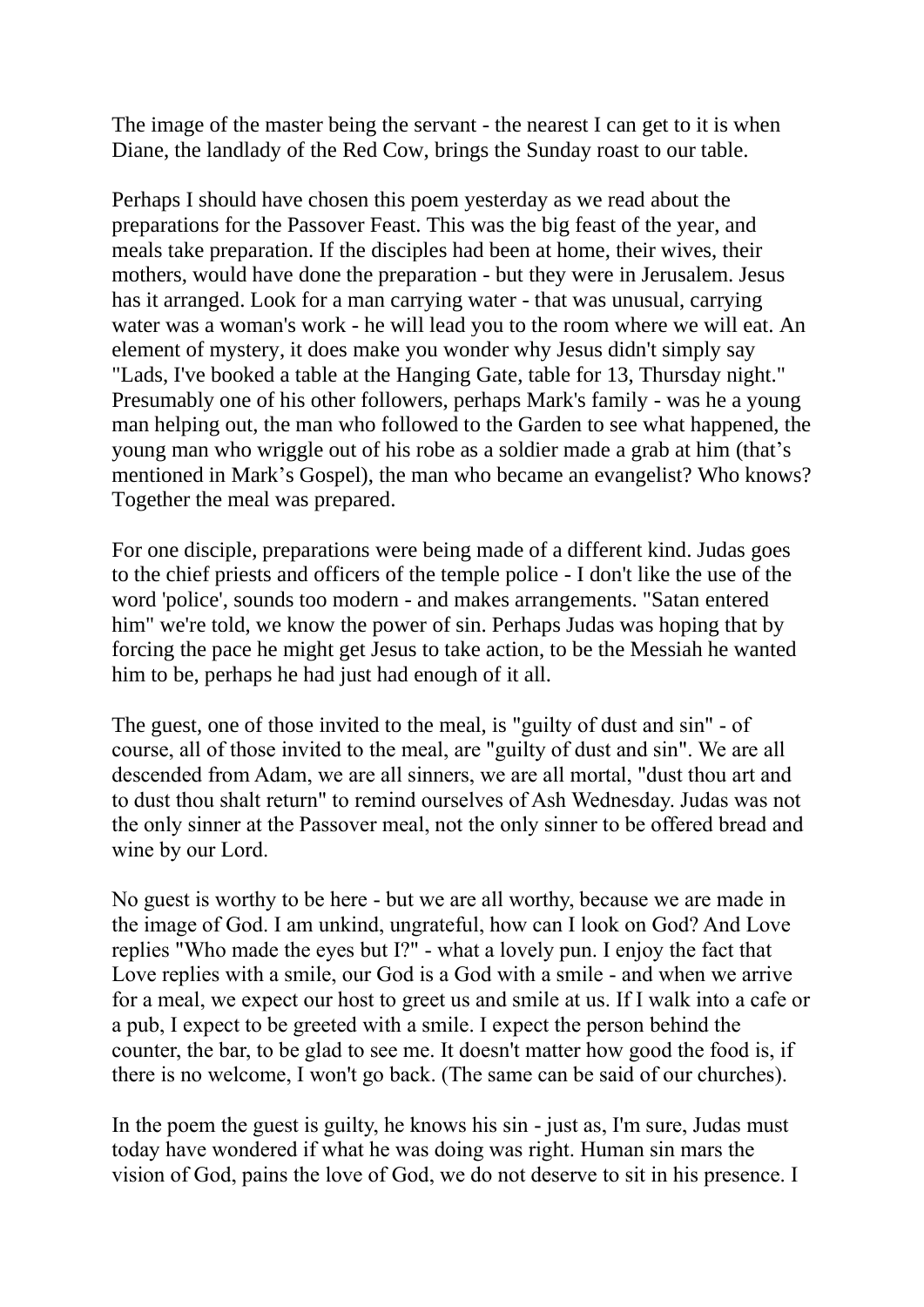The image of the master being the servant - the nearest I can get to it is when Diane, the landlady of the Red Cow, brings the Sunday roast to our table.

Perhaps I should have chosen this poem yesterday as we read about the preparations for the Passover Feast. This was the big feast of the year, and meals take preparation. If the disciples had been at home, their wives, their mothers, would have done the preparation - but they were in Jerusalem. Jesus has it arranged. Look for a man carrying water - that was unusual, carrying water was a woman's work - he will lead you to the room where we will eat. An element of mystery, it does make you wonder why Jesus didn't simply say "Lads, I've booked a table at the Hanging Gate, table for 13, Thursday night." Presumably one of his other followers, perhaps Mark's family - was he a young man helping out, the man who followed to the Garden to see what happened, the young man who wriggle out of his robe as a soldier made a grab at him (that’s mentioned in Mark’s Gospel), the man who became an evangelist? Who knows? Together the meal was prepared.

For one disciple, preparations were being made of a different kind. Judas goes to the chief priests and officers of the temple police - I don't like the use of the word 'police', sounds too modern - and makes arrangements. "Satan entered him" we're told, we know the power of sin. Perhaps Judas was hoping that by forcing the pace he might get Jesus to take action, to be the Messiah he wanted him to be, perhaps he had just had enough of it all.

The guest, one of those invited to the meal, is "guilty of dust and sin" - of course, all of those invited to the meal, are "guilty of dust and sin". We are all descended from Adam, we are all sinners, we are all mortal, "dust thou art and to dust thou shalt return" to remind ourselves of Ash Wednesday. Judas was not the only sinner at the Passover meal, not the only sinner to be offered bread and wine by our Lord.

No guest is worthy to be here - but we are all worthy, because we are made in the image of God. I am unkind, ungrateful, how can I look on God? And Love replies "Who made the eyes but I?" - what a lovely pun. I enjoy the fact that Love replies with a smile, our God is a God with a smile - and when we arrive for a meal, we expect our host to greet us and smile at us. If I walk into a cafe or a pub, I expect to be greeted with a smile. I expect the person behind the counter, the bar, to be glad to see me. It doesn't matter how good the food is, if there is no welcome, I won't go back. (The same can be said of our churches).

In the poem the guest is guilty, he knows his sin - just as, I'm sure, Judas must today have wondered if what he was doing was right. Human sin mars the vision of God, pains the love of God, we do not deserve to sit in his presence. I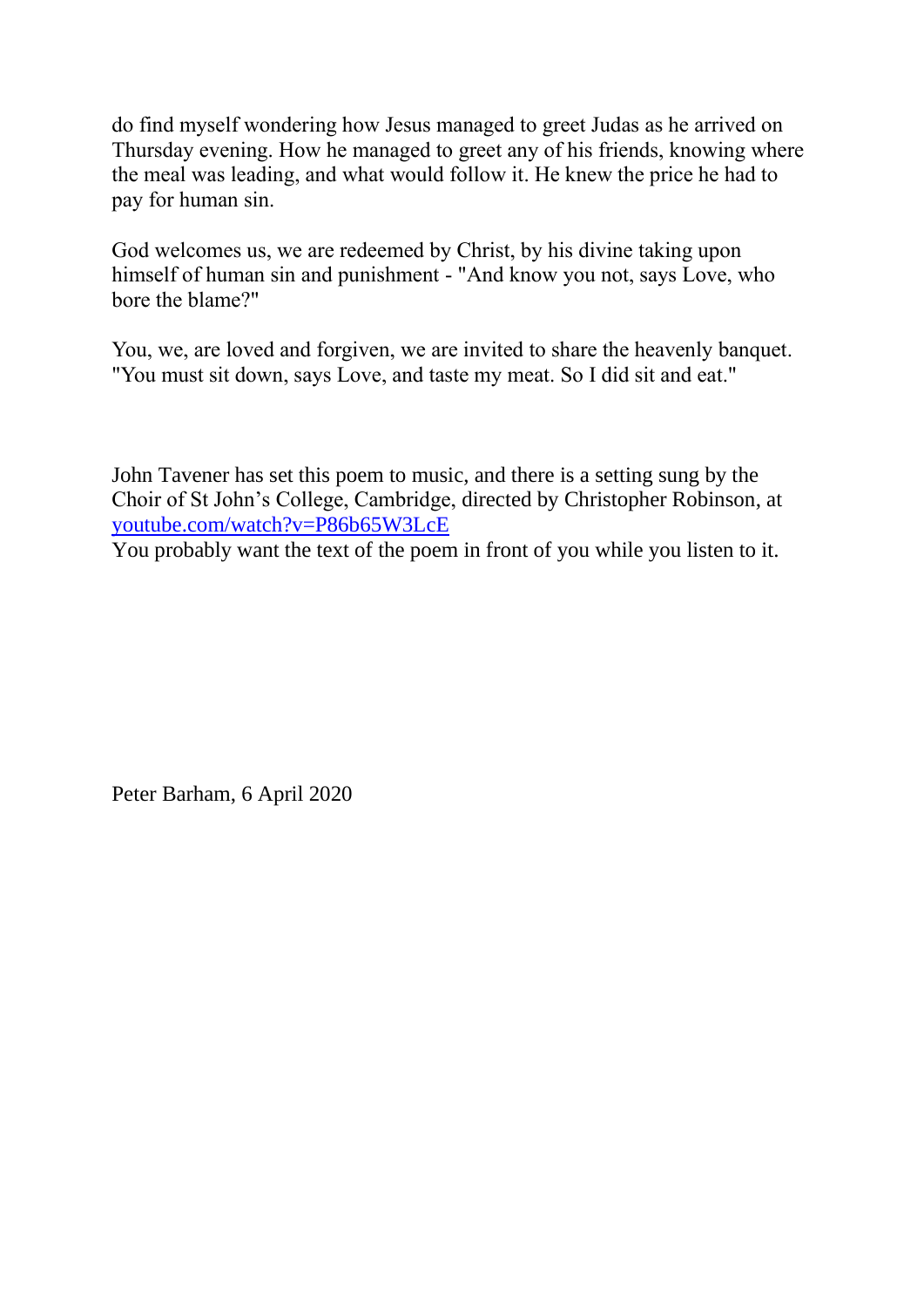do find myself wondering how Jesus managed to greet Judas as he arrived on Thursday evening. How he managed to greet any of his friends, knowing where the meal was leading, and what would follow it. He knew the price he had to pay for human sin.

God welcomes us, we are redeemed by Christ, by his divine taking upon himself of human sin and punishment - "And know you not, says Love, who bore the blame?"

You, we, are loved and forgiven, we are invited to share the heavenly banquet. "You must sit down, says Love, and taste my meat. So I did sit and eat."

John Tavener has set this poem to music, and there is a setting sung by the Choir of St John's College, Cambridge, directed by Christopher Robinson, at [youtube.com/watch?v=P86b65W3LcE](https://youtube.com/watch?v=P86b65W3LcE)
You probably want the text of the poem in front of you while you listen to it.

Peter Barham, 6 April 2020